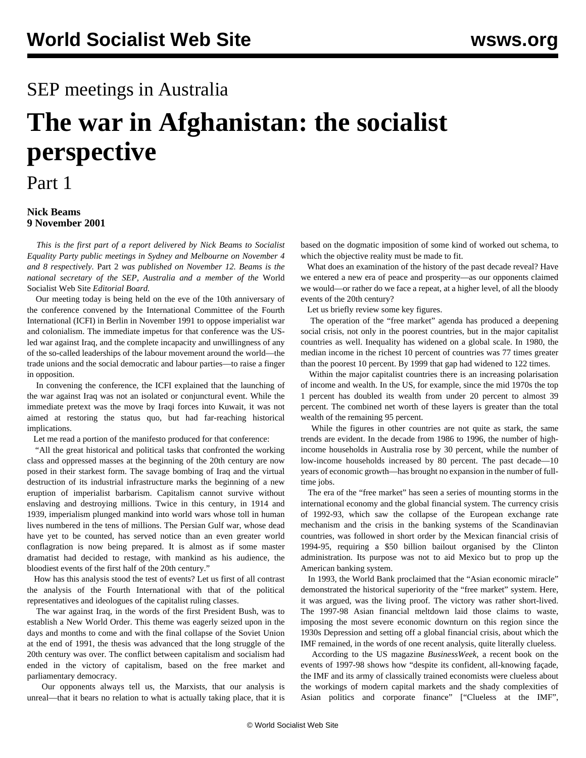SEP meetings in Australia

# The war in Afghanistan: the socialist perspective

Part 1

**Nick Beams**
**9 November 2001**

*This is the first part of a report delivered by Nick Beams to Socialist Equality Party public meetings in Sydney and Melbourne on November 4 and 8 respectively.* Part 2 *was published on November 12. Beams is the national secretary of the SEP, Australia and a member of the* World Socialist Web Site *Editorial Board.*

Our meeting today is being held on the eve of the 10th anniversary of the conference convened by the International Committee of the Fourth International (ICFI) in Berlin in November 1991 to oppose imperialist war and colonialism. The immediate impetus for that conference was the US-led war against Iraq, and the complete incapacity and unwillingness of any of the so-called leaderships of the labour movement around the world—the trade unions and the social democratic and labour parties—to raise a finger in opposition.

In convening the conference, the ICFI explained that the launching of the war against Iraq was not an isolated or conjunctural event. While the immediate pretext was the move by Iraqi forces into Kuwait, it was not aimed at restoring the status quo, but had far-reaching historical implications.

Let me read a portion of the manifesto produced for that conference:

"All the great historical and political tasks that confronted the working class and oppressed masses at the beginning of the 20th century are now posed in their starkest form. The savage bombing of Iraq and the virtual destruction of its industrial infrastructure marks the beginning of a new eruption of imperialist barbarism. Capitalism cannot survive without enslaving and destroying millions. Twice in this century, in 1914 and 1939, imperialism plunged mankind into world wars whose toll in human lives numbered in the tens of millions. The Persian Gulf war, whose dead have yet to be counted, has served notice than an even greater world conflagration is now being prepared. It is almost as if some master dramatist had decided to restage, with mankind as his audience, the bloodiest events of the first half of the 20th century."

How has this analysis stood the test of events? Let us first of all contrast the analysis of the Fourth International with that of the political representatives and ideologues of the capitalist ruling classes.

The war against Iraq, in the words of the first President Bush, was to establish a New World Order. This theme was eagerly seized upon in the days and months to come and with the final collapse of the Soviet Union at the end of 1991, the thesis was advanced that the long struggle of the 20th century was over. The conflict between capitalism and socialism had ended in the victory of capitalism, based on the free market and parliamentary democracy.

Our opponents always tell us, the Marxists, that our analysis is unreal—that it bears no relation to what is actually taking place, that it is based on the dogmatic imposition of some kind of worked out schema, to which the objective reality must be made to fit.

What does an examination of the history of the past decade reveal? Have we entered a new era of peace and prosperity—as our opponents claimed we would—or rather do we face a repeat, at a higher level, of all the bloody events of the 20th century?

Let us briefly review some key figures.

The operation of the "free market" agenda has produced a deepening social crisis, not only in the poorest countries, but in the major capitalist countries as well. Inequality has widened on a global scale. In 1980, the median income in the richest 10 percent of countries was 77 times greater than the poorest 10 percent. By 1999 that gap had widened to 122 times.

Within the major capitalist countries there is an increasing polarisation of income and wealth. In the US, for example, since the mid 1970s the top 1 percent has doubled its wealth from under 20 percent to almost 39 percent. The combined net worth of these layers is greater than the total wealth of the remaining 95 percent.

While the figures in other countries are not quite as stark, the same trends are evident. In the decade from 1986 to 1996, the number of high-income households in Australia rose by 30 percent, while the number of low-income households increased by 80 percent. The past decade—10 years of economic growth—has brought no expansion in the number of full-time jobs.

The era of the "free market" has seen a series of mounting storms in the international economy and the global financial system. The currency crisis of 1992-93, which saw the collapse of the European exchange rate mechanism and the crisis in the banking systems of the Scandinavian countries, was followed in short order by the Mexican financial crisis of 1994-95, requiring a $50 billion bailout organised by the Clinton administration. Its purpose was not to aid Mexico but to prop up the American banking system.

In 1993, the World Bank proclaimed that the "Asian economic miracle" demonstrated the historical superiority of the "free market" system. Here, it was argued, was the living proof. The victory was rather short-lived. The 1997-98 Asian financial meltdown laid those claims to waste, imposing the most severe economic downturn on this region since the 1930s Depression and setting off a global financial crisis, about which the IMF remained, in the words of one recent analysis, quite literally clueless.

According to the US magazine *BusinessWeek*, a recent book on the events of 1997-98 shows how "despite its confident, all-knowing façade, the IMF and its army of classically trained economists were clueless about the workings of modern capital markets and the shady complexities of Asian politics and corporate finance" ["Clueless at the IMF",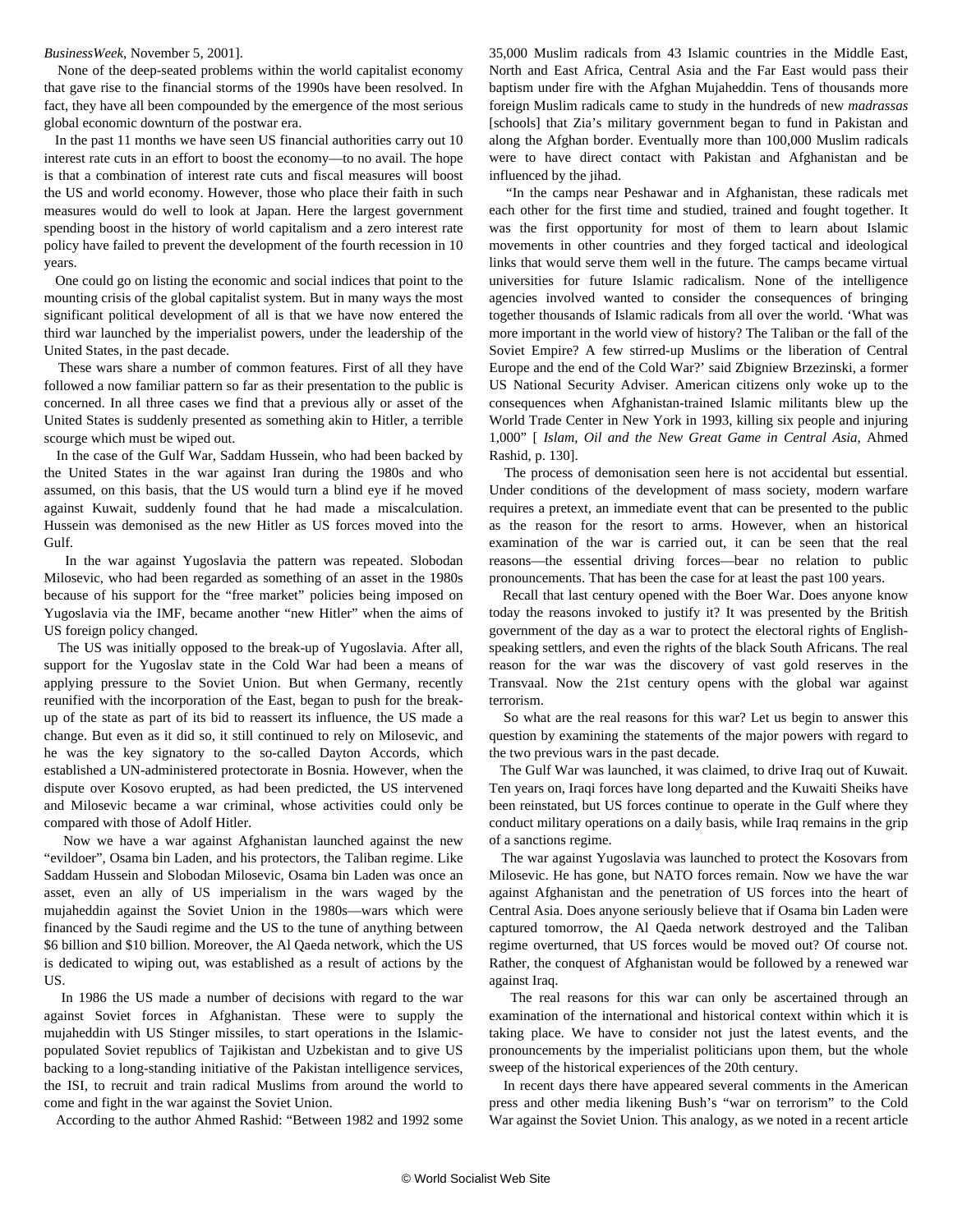*BusinessWeek*, November 5, 2001].

None of the deep-seated problems within the world capitalist economy that gave rise to the financial storms of the 1990s have been resolved. In fact, they have all been compounded by the emergence of the most serious global economic downturn of the postwar era.

In the past 11 months we have seen US financial authorities carry out 10 interest rate cuts in an effort to boost the economy—to no avail. The hope is that a combination of interest rate cuts and fiscal measures will boost the US and world economy. However, those who place their faith in such measures would do well to look at Japan. Here the largest government spending boost in the history of world capitalism and a zero interest rate policy have failed to prevent the development of the fourth recession in 10 years.

One could go on listing the economic and social indices that point to the mounting crisis of the global capitalist system. But in many ways the most significant political development of all is that we have now entered the third war launched by the imperialist powers, under the leadership of the United States, in the past decade.

These wars share a number of common features. First of all they have followed a now familiar pattern so far as their presentation to the public is concerned. In all three cases we find that a previous ally or asset of the United States is suddenly presented as something akin to Hitler, a terrible scourge which must be wiped out.

In the case of the Gulf War, Saddam Hussein, who had been backed by the United States in the war against Iran during the 1980s and who assumed, on this basis, that the US would turn a blind eye if he moved against Kuwait, suddenly found that he had made a miscalculation. Hussein was demonised as the new Hitler as US forces moved into the Gulf.

In the war against Yugoslavia the pattern was repeated. Slobodan Milosevic, who had been regarded as something of an asset in the 1980s because of his support for the "free market" policies being imposed on Yugoslavia via the IMF, became another "new Hitler" when the aims of US foreign policy changed.

The US was initially opposed to the break-up of Yugoslavia. After all, support for the Yugoslav state in the Cold War had been a means of applying pressure to the Soviet Union. But when Germany, recently reunified with the incorporation of the East, began to push for the break-up of the state as part of its bid to reassert its influence, the US made a change. But even as it did so, it still continued to rely on Milosevic, and he was the key signatory to the so-called Dayton Accords, which established a UN-administered protectorate in Bosnia. However, when the dispute over Kosovo erupted, as had been predicted, the US intervened and Milosevic became a war criminal, whose activities could only be compared with those of Adolf Hitler.

Now we have a war against Afghanistan launched against the new "evildoer", Osama bin Laden, and his protectors, the Taliban regime. Like Saddam Hussein and Slobodan Milosevic, Osama bin Laden was once an asset, even an ally of US imperialism in the wars waged by the mujaheddin against the Soviet Union in the 1980s—wars which were financed by the Saudi regime and the US to the tune of anything between $6 billion and $10 billion. Moreover, the Al Qaeda network, which the US is dedicated to wiping out, was established as a result of actions by the US.

In 1986 the US made a number of decisions with regard to the war against Soviet forces in Afghanistan. These were to supply the mujaheddin with US Stinger missiles, to start operations in the Islamic-populated Soviet republics of Tajikistan and Uzbekistan and to give US backing to a long-standing initiative of the Pakistan intelligence services, the ISI, to recruit and train radical Muslims from around the world to come and fight in the war against the Soviet Union.

According to the author Ahmed Rashid: "Between 1982 and 1992 some 35,000 Muslim radicals from 43 Islamic countries in the Middle East, North and East Africa, Central Asia and the Far East would pass their baptism under fire with the Afghan Mujaheddin. Tens of thousands more foreign Muslim radicals came to study in the hundreds of new *madrassas* [schools] that Zia's military government began to fund in Pakistan and along the Afghan border. Eventually more than 100,000 Muslim radicals were to have direct contact with Pakistan and Afghanistan and be influenced by the jihad.

"In the camps near Peshawar and in Afghanistan, these radicals met each other for the first time and studied, trained and fought together. It was the first opportunity for most of them to learn about Islamic movements in other countries and they forged tactical and ideological links that would serve them well in the future. The camps became virtual universities for future Islamic radicalism. None of the intelligence agencies involved wanted to consider the consequences of bringing together thousands of Islamic radicals from all over the world. 'What was more important in the world view of history? The Taliban or the fall of the Soviet Empire? A few stirred-up Muslims or the liberation of Central Europe and the end of the Cold War?' said Zbigniew Brzezinski, a former US National Security Adviser. American citizens only woke up to the consequences when Afghanistan-trained Islamic militants blew up the World Trade Center in New York in 1993, killing six people and injuring 1,000" [ *Islam, Oil and the New Great Game in Central Asia*, Ahmed Rashid, p. 130].

The process of demonisation seen here is not accidental but essential. Under conditions of the development of mass society, modern warfare requires a pretext, an immediate event that can be presented to the public as the reason for the resort to arms. However, when an historical examination of the war is carried out, it can be seen that the real reasons—the essential driving forces—bear no relation to public pronouncements. That has been the case for at least the past 100 years.

Recall that last century opened with the Boer War. Does anyone know today the reasons invoked to justify it? It was presented by the British government of the day as a war to protect the electoral rights of English-speaking settlers, and even the rights of the black South Africans. The real reason for the war was the discovery of vast gold reserves in the Transvaal. Now the 21st century opens with the global war against terrorism.

So what are the real reasons for this war? Let us begin to answer this question by examining the statements of the major powers with regard to the two previous wars in the past decade.

The Gulf War was launched, it was claimed, to drive Iraq out of Kuwait. Ten years on, Iraqi forces have long departed and the Kuwaiti Sheiks have been reinstated, but US forces continue to operate in the Gulf where they conduct military operations on a daily basis, while Iraq remains in the grip of a sanctions regime.

The war against Yugoslavia was launched to protect the Kosovars from Milosevic. He has gone, but NATO forces remain. Now we have the war against Afghanistan and the penetration of US forces into the heart of Central Asia. Does anyone seriously believe that if Osama bin Laden were captured tomorrow, the Al Qaeda network destroyed and the Taliban regime overturned, that US forces would be moved out? Of course not. Rather, the conquest of Afghanistan would be followed by a renewed war against Iraq.

The real reasons for this war can only be ascertained through an examination of the international and historical context within which it is taking place. We have to consider not just the latest events, and the pronouncements by the imperialist politicians upon them, but the whole sweep of the historical experiences of the 20th century.

In recent days there have appeared several comments in the American press and other media likening Bush's "war on terrorism" to the Cold War against the Soviet Union. This analogy, as we noted in a recent article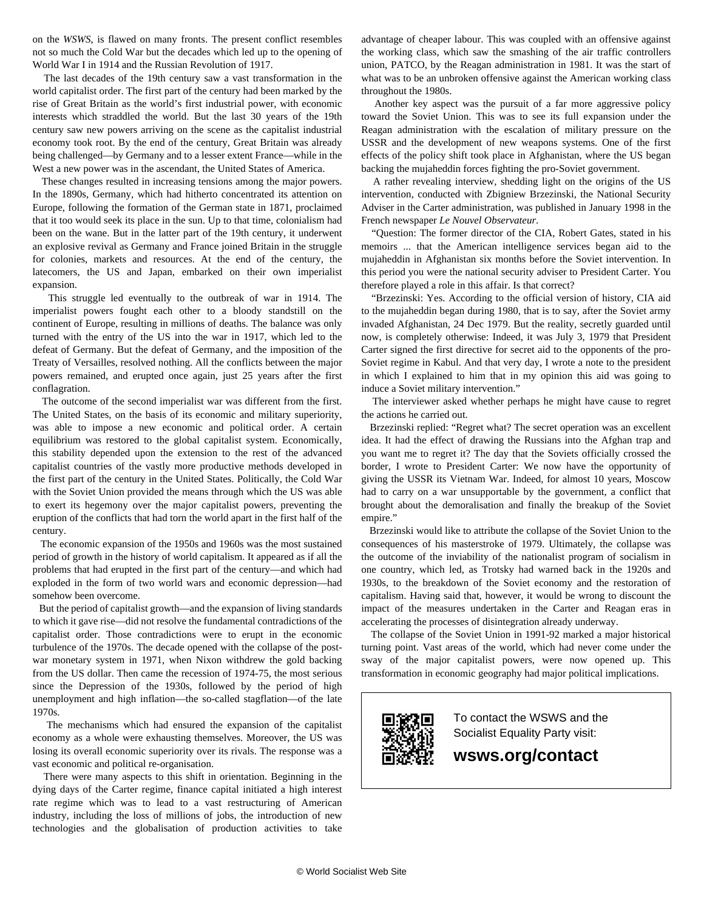on the *WSWS*, is flawed on many fronts. The present conflict resembles not so much the Cold War but the decades which led up to the opening of World War I in 1914 and the Russian Revolution of 1917.

The last decades of the 19th century saw a vast transformation in the world capitalist order. The first part of the century had been marked by the rise of Great Britain as the world's first industrial power, with economic interests which straddled the world. But the last 30 years of the 19th century saw new powers arriving on the scene as the capitalist industrial economy took root. By the end of the century, Great Britain was already being challenged—by Germany and to a lesser extent France—while in the West a new power was in the ascendant, the United States of America.

These changes resulted in increasing tensions among the major powers. In the 1890s, Germany, which had hitherto concentrated its attention on Europe, following the formation of the German state in 1871, proclaimed that it too would seek its place in the sun. Up to that time, colonialism had been on the wane. But in the latter part of the 19th century, it underwent an explosive revival as Germany and France joined Britain in the struggle for colonies, markets and resources. At the end of the century, the latecomers, the US and Japan, embarked on their own imperialist expansion.

This struggle led eventually to the outbreak of war in 1914. The imperialist powers fought each other to a bloody standstill on the continent of Europe, resulting in millions of deaths. The balance was only turned with the entry of the US into the war in 1917, which led to the defeat of Germany. But the defeat of Germany, and the imposition of the Treaty of Versailles, resolved nothing. All the conflicts between the major powers remained, and erupted once again, just 25 years after the first conflagration.

The outcome of the second imperialist war was different from the first. The United States, on the basis of its economic and military superiority, was able to impose a new economic and political order. A certain equilibrium was restored to the global capitalist system. Economically, this stability depended upon the extension to the rest of the advanced capitalist countries of the vastly more productive methods developed in the first part of the century in the United States. Politically, the Cold War with the Soviet Union provided the means through which the US was able to exert its hegemony over the major capitalist powers, preventing the eruption of the conflicts that had torn the world apart in the first half of the century.

The economic expansion of the 1950s and 1960s was the most sustained period of growth in the history of world capitalism. It appeared as if all the problems that had erupted in the first part of the century—and which had exploded in the form of two world wars and economic depression—had somehow been overcome.

But the period of capitalist growth—and the expansion of living standards to which it gave rise—did not resolve the fundamental contradictions of the capitalist order. Those contradictions were to erupt in the economic turbulence of the 1970s. The decade opened with the collapse of the post-war monetary system in 1971, when Nixon withdrew the gold backing from the US dollar. Then came the recession of 1974-75, the most serious since the Depression of the 1930s, followed by the period of high unemployment and high inflation—the so-called stagflation—of the late 1970s.

The mechanisms which had ensured the expansion of the capitalist economy as a whole were exhausting themselves. Moreover, the US was losing its overall economic superiority over its rivals. The response was a vast economic and political re-organisation.

There were many aspects to this shift in orientation. Beginning in the dying days of the Carter regime, finance capital initiated a high interest rate regime which was to lead to a vast restructuring of American industry, including the loss of millions of jobs, the introduction of new technologies and the globalisation of production activities to take advantage of cheaper labour. This was coupled with an offensive against the working class, which saw the smashing of the air traffic controllers union, PATCO, by the Reagan administration in 1981. It was the start of what was to be an unbroken offensive against the American working class throughout the 1980s.

Another key aspect was the pursuit of a far more aggressive policy toward the Soviet Union. This was to see its full expansion under the Reagan administration with the escalation of military pressure on the USSR and the development of new weapons systems. One of the first effects of the policy shift took place in Afghanistan, where the US began backing the mujaheddin forces fighting the pro-Soviet government.

A rather revealing interview, shedding light on the origins of the US intervention, conducted with Zbigniew Brzezinski, the National Security Adviser in the Carter administration, was published in January 1998 in the French newspaper *Le Nouvel Observateur*.

"Question: The former director of the CIA, Robert Gates, stated in his memoirs ... that the American intelligence services began aid to the mujaheddin in Afghanistan six months before the Soviet intervention. In this period you were the national security adviser to President Carter. You therefore played a role in this affair. Is that correct?

"Brzezinski: Yes. According to the official version of history, CIA aid to the mujaheddin began during 1980, that is to say, after the Soviet army invaded Afghanistan, 24 Dec 1979. But the reality, secretly guarded until now, is completely otherwise: Indeed, it was July 3, 1979 that President Carter signed the first directive for secret aid to the opponents of the pro-Soviet regime in Kabul. And that very day, I wrote a note to the president in which I explained to him that in my opinion this aid was going to induce a Soviet military intervention."

The interviewer asked whether perhaps he might have cause to regret the actions he carried out.

Brzezinski replied: "Regret what? The secret operation was an excellent idea. It had the effect of drawing the Russians into the Afghan trap and you want me to regret it? The day that the Soviets officially crossed the border, I wrote to President Carter: We now have the opportunity of giving the USSR its Vietnam War. Indeed, for almost 10 years, Moscow had to carry on a war unsupportable by the government, a conflict that brought about the demoralisation and finally the breakup of the Soviet empire."

Brzezinski would like to attribute the collapse of the Soviet Union to the consequences of his masterstroke of 1979. Ultimately, the collapse was the outcome of the inviability of the nationalist program of socialism in one country, which led, as Trotsky had warned back in the 1920s and 1930s, to the breakdown of the Soviet economy and the restoration of capitalism. Having said that, however, it would be wrong to discount the impact of the measures undertaken in the Carter and Reagan eras in accelerating the processes of disintegration already underway.

The collapse of the Soviet Union in 1991-92 marked a major historical turning point. Vast areas of the world, which had never come under the sway of the major capitalist powers, were now opened up. This transformation in economic geography had major political implications.

To contact the WSWS and the Socialist Equality Party visit:

**wsws.org/contact**